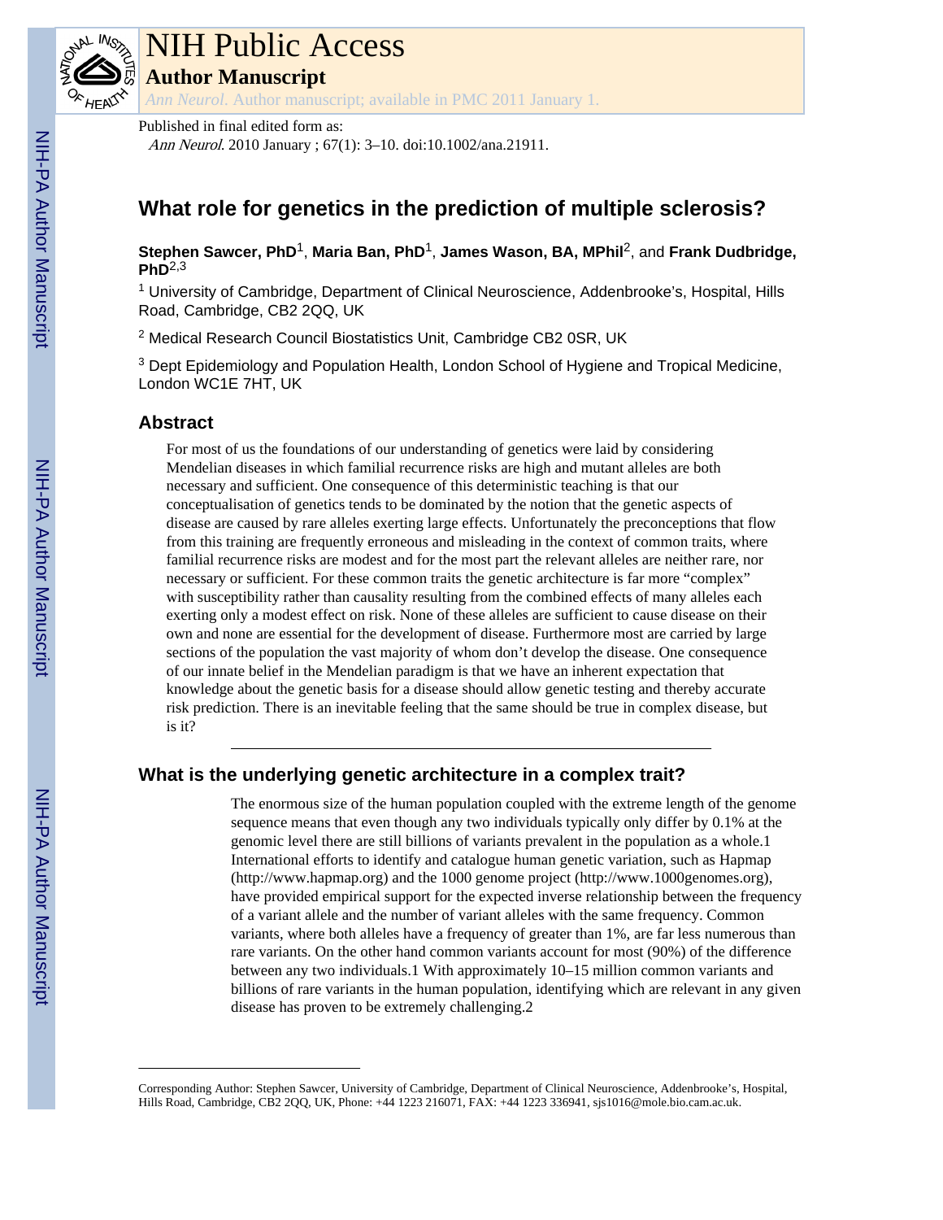# NIH Public Access

**Author Manuscript**

*Ann Neurol*. Author manuscript; available in PMC 2011 January 1.

Published in final edited form as:

*Ann Neurol*. 2010 January ; 67(1): 3–10. doi:10.1002/ana.21911.

# What role for genetics in the prediction of multiple sclerosis?

**Stephen Sawcer, PhD**[1], **Maria Ban, PhD**[1], **James Wason, BA, MPhil**[2], and **Frank Dudbridge, PhD**[2,3]

[1] University of Cambridge, Department of Clinical Neuroscience, Addenbrooke's, Hospital, Hills Road, Cambridge, CB2 2QQ, UK

[2] Medical Research Council Biostatistics Unit, Cambridge CB2 0SR, UK

[3] Dept Epidemiology and Population Health, London School of Hygiene and Tropical Medicine, London WC1E 7HT, UK

## Abstract

For most of us the foundations of our understanding of genetics were laid by considering Mendelian diseases in which familial recurrence risks are high and mutant alleles are both necessary and sufficient. One consequence of this deterministic teaching is that our conceptualisation of genetics tends to be dominated by the notion that the genetic aspects of disease are caused by rare alleles exerting large effects. Unfortunately the preconceptions that flow from this training are frequently erroneous and misleading in the context of common traits, where familial recurrence risks are modest and for the most part the relevant alleles are neither rare, nor necessary or sufficient. For these common traits the genetic architecture is far more "complex" with susceptibility rather than causality resulting from the combined effects of many alleles each exerting only a modest effect on risk. None of these alleles are sufficient to cause disease on their own and none are essential for the development of disease. Furthermore most are carried by large sections of the population the vast majority of whom don't develop the disease. One consequence of our innate belief in the Mendelian paradigm is that we have an inherent expectation that knowledge about the genetic basis for a disease should allow genetic testing and thereby accurate risk prediction. There is an inevitable feeling that the same should be true in complex disease, but is it?

## What is the underlying genetic architecture in a complex trait?

The enormous size of the human population coupled with the extreme length of the genome sequence means that even though any two individuals typically only differ by 0.1% at the genomic level there are still billions of variants prevalent in the population as a whole.[1] International efforts to identify and catalogue human genetic variation, such as Hapmap (http://www.hapmap.org) and the 1000 genome project (http://www.1000genomes.org), have provided empirical support for the expected inverse relationship between the frequency of a variant allele and the number of variant alleles with the same frequency. Common variants, where both alleles have a frequency of greater than 1%, are far less numerous than rare variants. On the other hand common variants account for most (90%) of the difference between any two individuals.[1] With approximately 10–15 million common variants and billions of rare variants in the human population, identifying which are relevant in any given disease has proven to be extremely challenging.[2]

Corresponding Author: Stephen Sawcer, University of Cambridge, Department of Clinical Neuroscience, Addenbrooke's, Hospital, Hills Road, Cambridge, CB2 2QQ, UK, Phone: +44 1223 216071, FAX: +44 1223 336941, sjs1016@mole.bio.cam.ac.uk.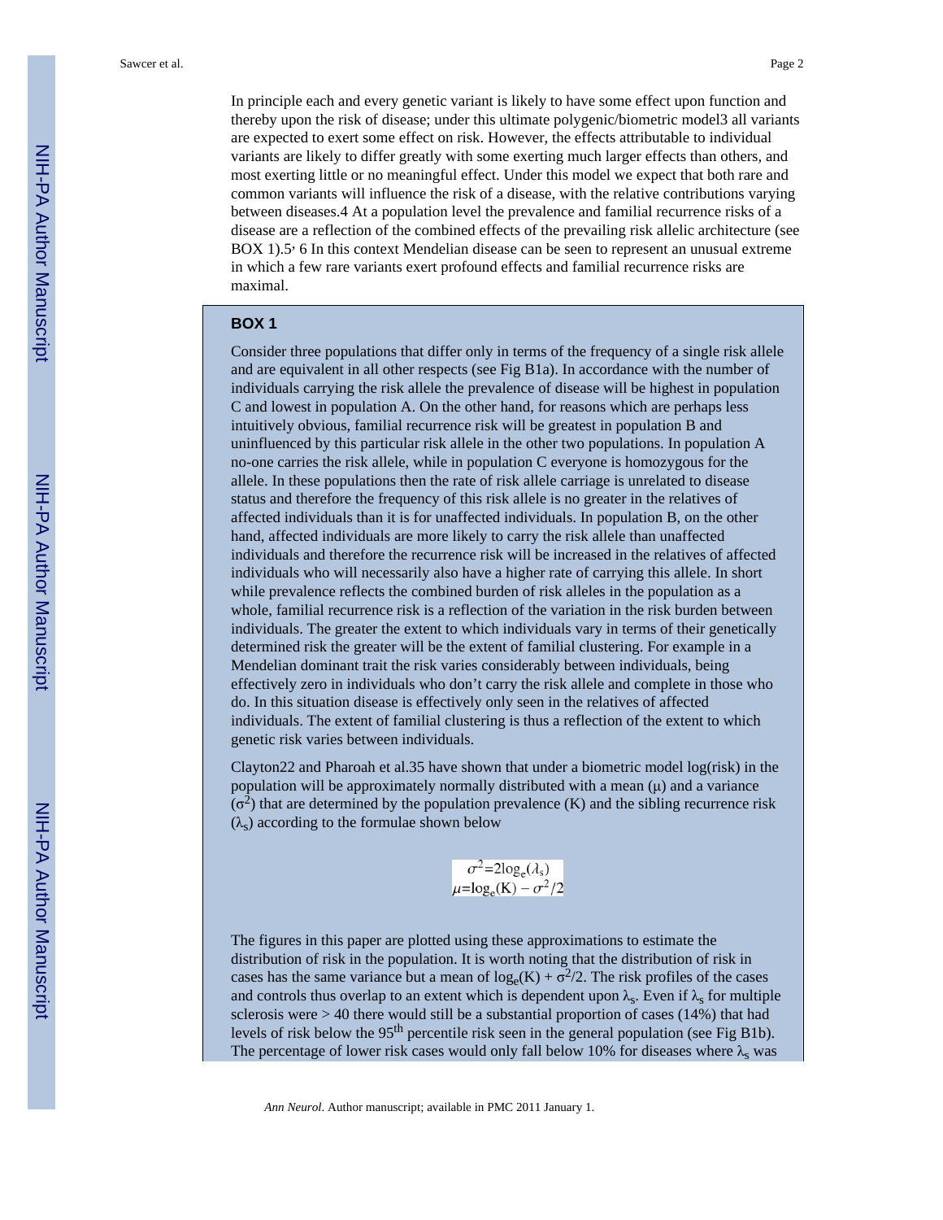In principle each and every genetic variant is likely to have some effect upon function and thereby upon the risk of disease; under this ultimate polygenic/biometric model[3] all variants are expected to exert some effect on risk. However, the effects attributable to individual variants are likely to differ greatly with some exerting much larger effects than others, and most exerting little or no meaningful effect. Under this model we expect that both rare and common variants will influence the risk of a disease, with the relative contributions varying between diseases.[4] At a population level the prevalence and familial recurrence risks of a disease are a reflection of the combined effects of the prevailing risk allelic architecture (see BOX 1).[5, 6] In this context Mendelian disease can be seen to represent an unusual extreme in which a few rare variants exert profound effects and familial recurrence risks are maximal.

**BOX 1**

Consider three populations that differ only in terms of the frequency of a single risk allele and are equivalent in all other respects (see Fig B1a). In accordance with the number of individuals carrying the risk allele the prevalence of disease will be highest in population C and lowest in population A. On the other hand, for reasons which are perhaps less intuitively obvious, familial recurrence risk will be greatest in population B and uninfluenced by this particular risk allele in the other two populations. In population A no-one carries the risk allele, while in population C everyone is homozygous for the allele. In these populations then the rate of risk allele carriage is unrelated to disease status and therefore the frequency of this risk allele is no greater in the relatives of affected individuals than it is for unaffected individuals. In population B, on the other hand, affected individuals are more likely to carry the risk allele than unaffected individuals and therefore the recurrence risk will be increased in the relatives of affected individuals who will necessarily also have a higher rate of carrying this allele. In short while prevalence reflects the combined burden of risk alleles in the population as a whole, familial recurrence risk is a reflection of the variation in the risk burden between individuals. The greater the extent to which individuals vary in terms of their genetically determined risk the greater will be the extent of familial clustering. For example in a Mendelian dominant trait the risk varies considerably between individuals, being effectively zero in individuals who don't carry the risk allele and complete in those who do. In this situation disease is effectively only seen in the relatives of affected individuals. The extent of familial clustering is thus a reflection of the extent to which genetic risk varies between individuals.

Clayton[22] and Pharoah et al.[35] have shown that under a biometric model log(risk) in the population will be approximately normally distributed with a mean ($\mu$) and a variance ($\sigma^2$) that are determined by the population prevalence (K) and the sibling recurrence risk ($\lambda_s$) according to the formulae shown below

$$\sigma^2 = 2\log_e(\lambda_s)$$
$$\mu = \log_e(K) - \sigma^2/2$$

The figures in this paper are plotted using these approximations to estimate the distribution of risk in the population. It is worth noting that the distribution of risk in cases has the same variance but a mean of $\log_e(K) + \sigma^2/2$. The risk profiles of the cases and controls thus overlap to an extent which is dependent upon $\lambda_s$. Even if $\lambda_s$ for multiple sclerosis were > 40 there would still be a substantial proportion of cases (14%) that had levels of risk below the 95$^{th}$ percentile risk seen in the general population (see Fig B1b). The percentage of lower risk cases would only fall below 10% for diseases where $\lambda_s$ was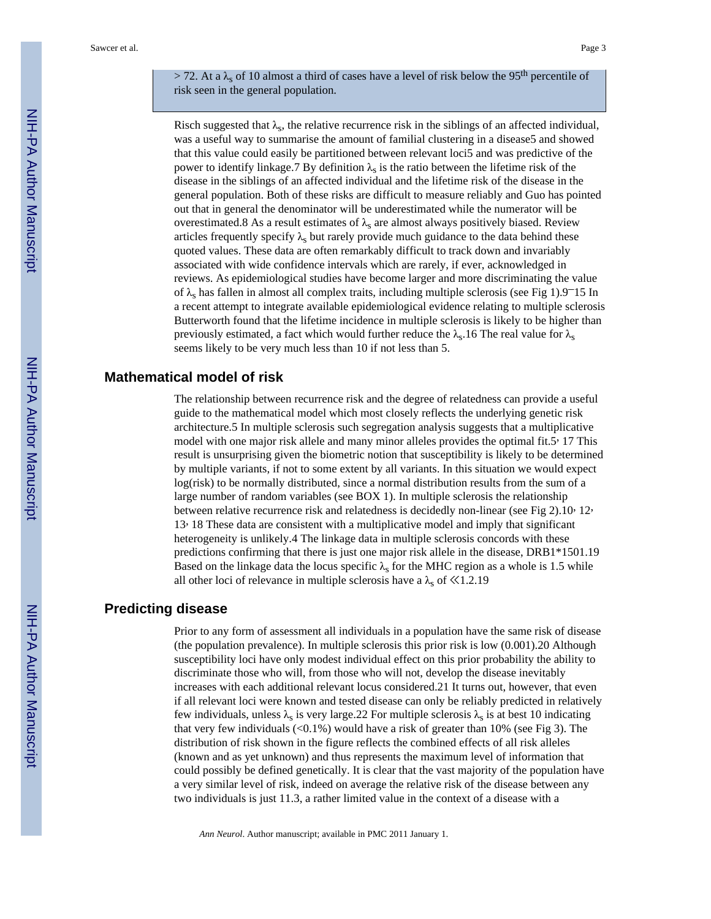> 72. At a $\lambda_s$ of 10 almost a third of cases have a level of risk below the 95th percentile of risk seen in the general population.

Risch suggested that $\lambda_s$, the relative recurrence risk in the siblings of an affected individual, was a useful way to summarise the amount of familial clustering in a disease[5] and showed that this value could easily be partitioned between relevant loci[5] and was predictive of the power to identify linkage.[7] By definition $\lambda_s$ is the ratio between the lifetime risk of the disease in the siblings of an affected individual and the lifetime risk of the disease in the general population. Both of these risks are difficult to measure reliably and Guo has pointed out that in general the denominator will be underestimated while the numerator will be overestimated.[8] As a result estimates of $\lambda_s$ are almost always positively biased. Review articles frequently specify $\lambda_s$ but rarely provide much guidance to the data behind these quoted values. These data are often remarkably difficult to track down and invariably associated with wide confidence intervals which are rarely, if ever, acknowledged in reviews. As epidemiological studies have become larger and more discriminating the value of $\lambda_s$ has fallen in almost all complex traits, including multiple sclerosis (see Fig 1).[9–15] In a recent attempt to integrate available epidemiological evidence relating to multiple sclerosis Butterworth found that the lifetime incidence in multiple sclerosis is likely to be higher than previously estimated, a fact which would further reduce the $\lambda_s$.[16] The real value for $\lambda_s$ seems likely to be very much less than 10 if not less than 5.

## Mathematical model of risk

The relationship between recurrence risk and the degree of relatedness can provide a useful guide to the mathematical model which most closely reflects the underlying genetic risk architecture.[5] In multiple sclerosis such segregation analysis suggests that a multiplicative model with one major risk allele and many minor alleles provides the optimal fit.[5, 17] This result is unsurprising given the biometric notion that susceptibility is likely to be determined by multiple variants, if not to some extent by all variants. In this situation we would expect log(risk) to be normally distributed, since a normal distribution results from the sum of a large number of random variables (see BOX 1). In multiple sclerosis the relationship between relative recurrence risk and relatedness is decidedly non-linear (see Fig 2).[10, 12, 13, 18] These data are consistent with a multiplicative model and imply that significant heterogeneity is unlikely.[4] The linkage data in multiple sclerosis concords with these predictions confirming that there is just one major risk allele in the disease, DRB1*1501.[19] Based on the linkage data the locus specific $\lambda_s$ for the MHC region as a whole is 1.5 while all other loci of relevance in multiple sclerosis have a $\lambda_s$ of $\ll 1.2$.[19]

## Predicting disease

Prior to any form of assessment all individuals in a population have the same risk of disease (the population prevalence). In multiple sclerosis this prior risk is low (0.001).[20] Although susceptibility loci have only modest individual effect on this prior probability the ability to discriminate those who will, from those who will not, develop the disease inevitably increases with each additional relevant locus considered.[21] It turns out, however, that even if all relevant loci were known and tested disease can only be reliably predicted in relatively few individuals, unless $\lambda_s$ is very large.[22] For multiple sclerosis $\lambda_s$ is at best 10 indicating that very few individuals (<0.1%) would have a risk of greater than 10% (see Fig 3). The distribution of risk shown in the figure reflects the combined effects of all risk alleles (known and as yet unknown) and thus represents the maximum level of information that could possibly be defined genetically. It is clear that the vast majority of the population have a very similar level of risk, indeed on average the relative risk of the disease between any two individuals is just 11.3, a rather limited value in the context of a disease with a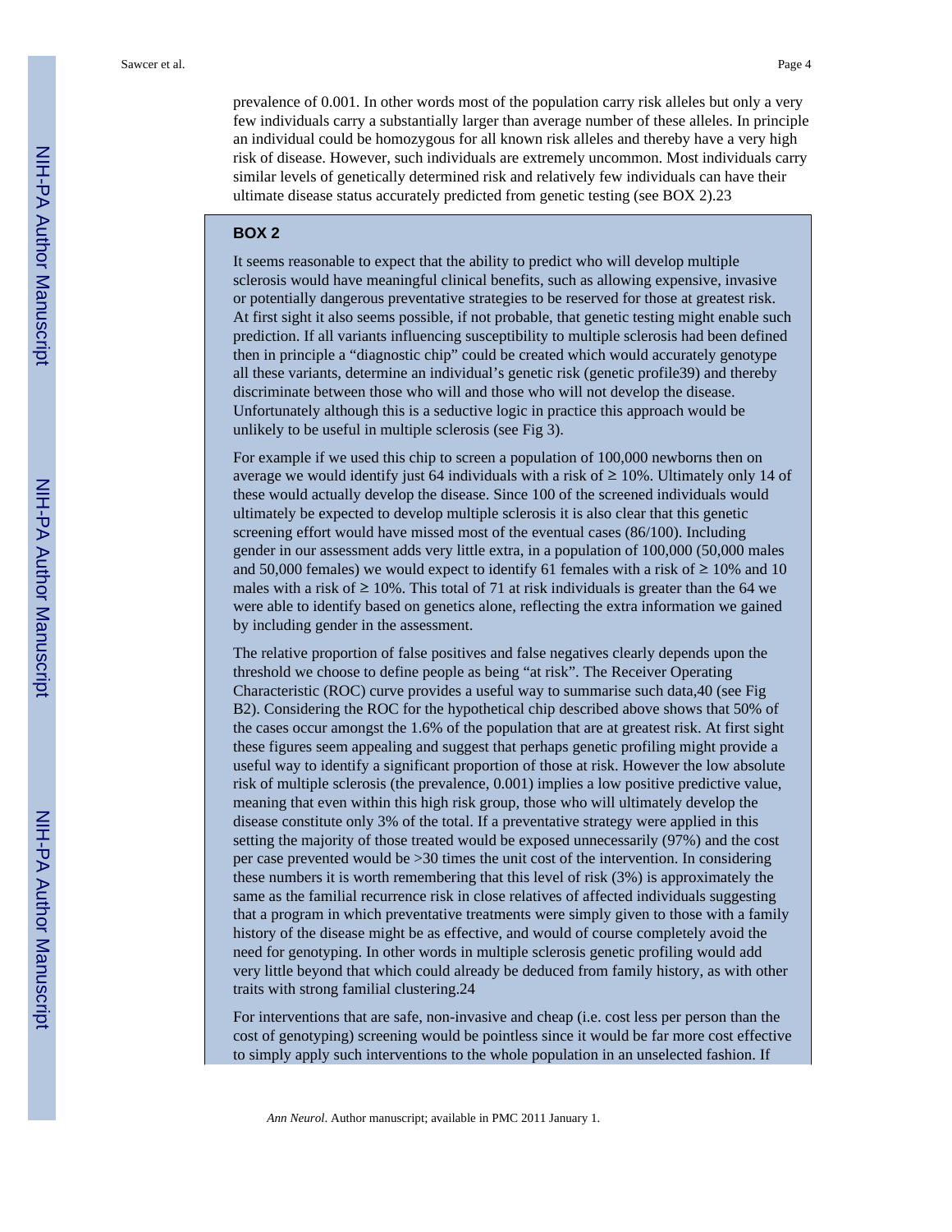prevalence of 0.001. In other words most of the population carry risk alleles but only a very few individuals carry a substantially larger than average number of these alleles. In principle an individual could be homozygous for all known risk alleles and thereby have a very high risk of disease. However, such individuals are extremely uncommon. Most individuals carry similar levels of genetically determined risk and relatively few individuals can have their ultimate disease status accurately predicted from genetic testing (see BOX 2).[23]

## BOX 2

It seems reasonable to expect that the ability to predict who will develop multiple sclerosis would have meaningful clinical benefits, such as allowing expensive, invasive or potentially dangerous preventative strategies to be reserved for those at greatest risk. At first sight it also seems possible, if not probable, that genetic testing might enable such prediction. If all variants influencing susceptibility to multiple sclerosis had been defined then in principle a "diagnostic chip" could be created which would accurately genotype all these variants, determine an individual's genetic risk (genetic profile[39]) and thereby discriminate between those who will and those who will not develop the disease. Unfortunately although this is a seductive logic in practice this approach would be unlikely to be useful in multiple sclerosis (see Fig 3).

For example if we used this chip to screen a population of 100,000 newborns then on average we would identify just 64 individuals with a risk of ≥ 10%. Ultimately only 14 of these would actually develop the disease. Since 100 of the screened individuals would ultimately be expected to develop multiple sclerosis it is also clear that this genetic screening effort would have missed most of the eventual cases (86/100). Including gender in our assessment adds very little extra, in a population of 100,000 (50,000 males and 50,000 females) we would expect to identify 61 females with a risk of ≥ 10% and 10 males with a risk of ≥ 10%. This total of 71 at risk individuals is greater than the 64 we were able to identify based on genetics alone, reflecting the extra information we gained by including gender in the assessment.

The relative proportion of false positives and false negatives clearly depends upon the threshold we choose to define people as being "at risk". The Receiver Operating Characteristic (ROC) curve provides a useful way to summarise such data,[40] (see Fig B2). Considering the ROC for the hypothetical chip described above shows that 50% of the cases occur amongst the 1.6% of the population that are at greatest risk. At first sight these figures seem appealing and suggest that perhaps genetic profiling might provide a useful way to identify a significant proportion of those at risk. However the low absolute risk of multiple sclerosis (the prevalence, 0.001) implies a low positive predictive value, meaning that even within this high risk group, those who will ultimately develop the disease constitute only 3% of the total. If a preventative strategy were applied in this setting the majority of those treated would be exposed unnecessarily (97%) and the cost per case prevented would be >30 times the unit cost of the intervention. In considering these numbers it is worth remembering that this level of risk (3%) is approximately the same as the familial recurrence risk in close relatives of affected individuals suggesting that a program in which preventative treatments were simply given to those with a family history of the disease might be as effective, and would of course completely avoid the need for genotyping. In other words in multiple sclerosis genetic profiling would add very little beyond that which could already be deduced from family history, as with other traits with strong familial clustering.[24]

For interventions that are safe, non-invasive and cheap (i.e. cost less per person than the cost of genotyping) screening would be pointless since it would be far more cost effective to simply apply such interventions to the whole population in an unselected fashion. If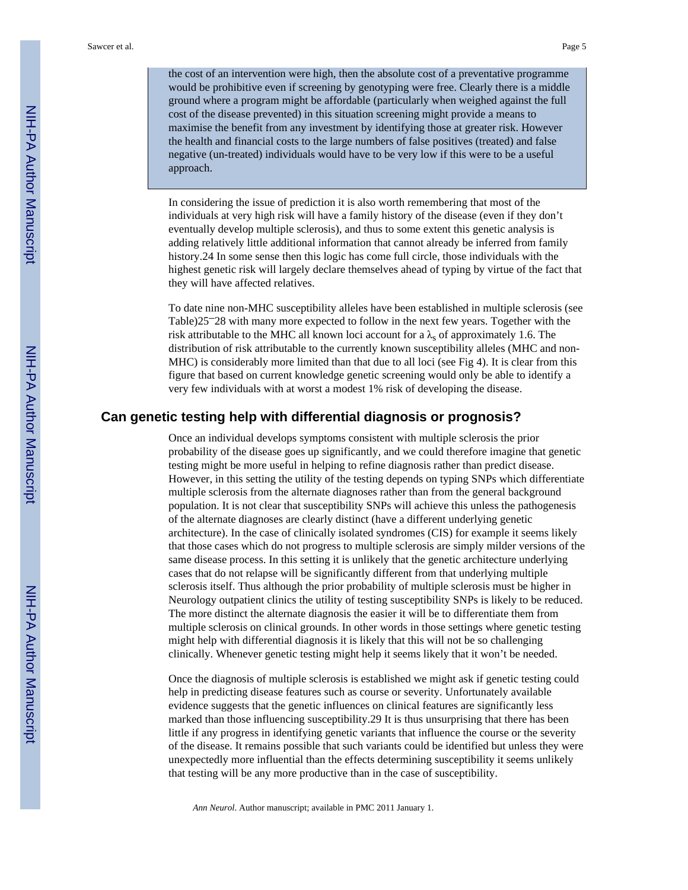the cost of an intervention were high, then the absolute cost of a preventative programme would be prohibitive even if screening by genotyping were free. Clearly there is a middle ground where a program might be affordable (particularly when weighed against the full cost of the disease prevented) in this situation screening might provide a means to maximise the benefit from any investment by identifying those at greater risk. However the health and financial costs to the large numbers of false positives (treated) and false negative (un-treated) individuals would have to be very low if this were to be a useful approach.

In considering the issue of prediction it is also worth remembering that most of the individuals at very high risk will have a family history of the disease (even if they don't eventually develop multiple sclerosis), and thus to some extent this genetic analysis is adding relatively little additional information that cannot already be inferred from family history.[24] In some sense then this logic has come full circle, those individuals with the highest genetic risk will largely declare themselves ahead of typing by virtue of the fact that they will have affected relatives.

To date nine non-MHC susceptibility alleles have been established in multiple sclerosis (see Table)[25–28] with many more expected to follow in the next few years. Together with the risk attributable to the MHC all known loci account for a $\lambda_s$ of approximately 1.6. The distribution of risk attributable to the currently known susceptibility alleles (MHC and non-MHC) is considerably more limited than that due to all loci (see Fig 4). It is clear from this figure that based on current knowledge genetic screening would only be able to identify a very few individuals with at worst a modest 1% risk of developing the disease.

## Can genetic testing help with differential diagnosis or prognosis?

Once an individual develops symptoms consistent with multiple sclerosis the prior probability of the disease goes up significantly, and we could therefore imagine that genetic testing might be more useful in helping to refine diagnosis rather than predict disease. However, in this setting the utility of the testing depends on typing SNPs which differentiate multiple sclerosis from the alternate diagnoses rather than from the general background population. It is not clear that susceptibility SNPs will achieve this unless the pathogenesis of the alternate diagnoses are clearly distinct (have a different underlying genetic architecture). In the case of clinically isolated syndromes (CIS) for example it seems likely that those cases which do not progress to multiple sclerosis are simply milder versions of the same disease process. In this setting it is unlikely that the genetic architecture underlying cases that do not relapse will be significantly different from that underlying multiple sclerosis itself. Thus although the prior probability of multiple sclerosis must be higher in Neurology outpatient clinics the utility of testing susceptibility SNPs is likely to be reduced. The more distinct the alternate diagnosis the easier it will be to differentiate them from multiple sclerosis on clinical grounds. In other words in those settings where genetic testing might help with differential diagnosis it is likely that this will not be so challenging clinically. Whenever genetic testing might help it seems likely that it won't be needed.

Once the diagnosis of multiple sclerosis is established we might ask if genetic testing could help in predicting disease features such as course or severity. Unfortunately available evidence suggests that the genetic influences on clinical features are significantly less marked than those influencing susceptibility.[29] It is thus unsurprising that there has been little if any progress in identifying genetic variants that influence the course or the severity of the disease. It remains possible that such variants could be identified but unless they were unexpectedly more influential than the effects determining susceptibility it seems unlikely that testing will be any more productive than in the case of susceptibility.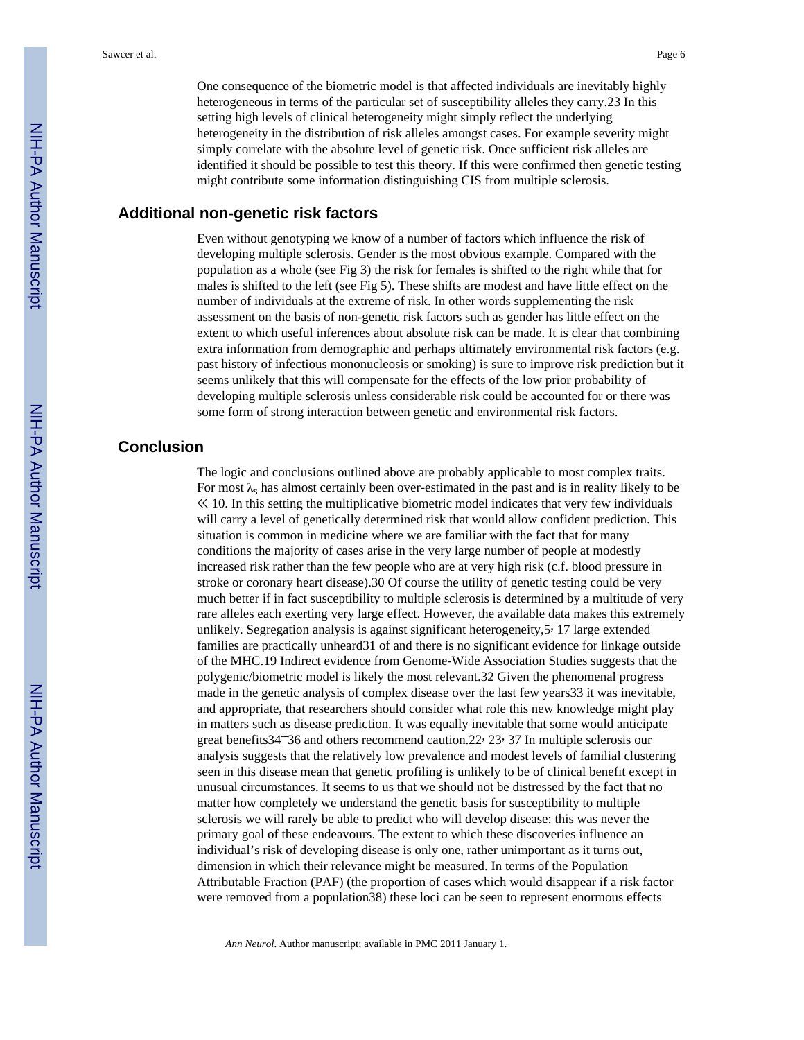One consequence of the biometric model is that affected individuals are inevitably highly heterogeneous in terms of the particular set of susceptibility alleles they carry.[23] In this setting high levels of clinical heterogeneity might simply reflect the underlying heterogeneity in the distribution of risk alleles amongst cases. For example severity might simply correlate with the absolute level of genetic risk. Once sufficient risk alleles are identified it should be possible to test this theory. If this were confirmed then genetic testing might contribute some information distinguishing CIS from multiple sclerosis.

## Additional non-genetic risk factors

Even without genotyping we know of a number of factors which influence the risk of developing multiple sclerosis. Gender is the most obvious example. Compared with the population as a whole (see Fig 3) the risk for females is shifted to the right while that for males is shifted to the left (see Fig 5). These shifts are modest and have little effect on the number of individuals at the extreme of risk. In other words supplementing the risk assessment on the basis of non-genetic risk factors such as gender has little effect on the extent to which useful inferences about absolute risk can be made. It is clear that combining extra information from demographic and perhaps ultimately environmental risk factors (e.g. past history of infectious mononucleosis or smoking) is sure to improve risk prediction but it seems unlikely that this will compensate for the effects of the low prior probability of developing multiple sclerosis unless considerable risk could be accounted for or there was some form of strong interaction between genetic and environmental risk factors.

## Conclusion

The logic and conclusions outlined above are probably applicable to most complex traits. For most $\lambda_s$ has almost certainly been over-estimated in the past and is in reality likely to be $\ll 10$. In this setting the multiplicative biometric model indicates that very few individuals will carry a level of genetically determined risk that would allow confident prediction. This situation is common in medicine where we are familiar with the fact that for many conditions the majority of cases arise in the very large number of people at modestly increased risk rather than the few people who are at very high risk (c.f. blood pressure in stroke or coronary heart disease).[30] Of course the utility of genetic testing could be very much better if in fact susceptibility to multiple sclerosis is determined by a multitude of very rare alleles each exerting very large effect. However, the available data makes this extremely unlikely. Segregation analysis is against significant heterogeneity,[5, 17] large extended families are practically unheard[31] of and there is no significant evidence for linkage outside of the MHC.[19] Indirect evidence from Genome-Wide Association Studies suggests that the polygenic/biometric model is likely the most relevant.[32] Given the phenomenal progress made in the genetic analysis of complex disease over the last few years[33] it was inevitable, and appropriate, that researchers should consider what role this new knowledge might play in matters such as disease prediction. It was equally inevitable that some would anticipate great benefits[34–36] and others recommend caution.[22, 23, 37] In multiple sclerosis our analysis suggests that the relatively low prevalence and modest levels of familial clustering seen in this disease mean that genetic profiling is unlikely to be of clinical benefit except in unusual circumstances. It seems to us that we should not be distressed by the fact that no matter how completely we understand the genetic basis for susceptibility to multiple sclerosis we will rarely be able to predict who will develop disease: this was never the primary goal of these endeavours. The extent to which these discoveries influence an individual's risk of developing disease is only one, rather unimportant as it turns out, dimension in which their relevance might be measured. In terms of the Population Attributable Fraction (PAF) (the proportion of cases which would disappear if a risk factor were removed from a population[38]) these loci can be seen to represent enormous effects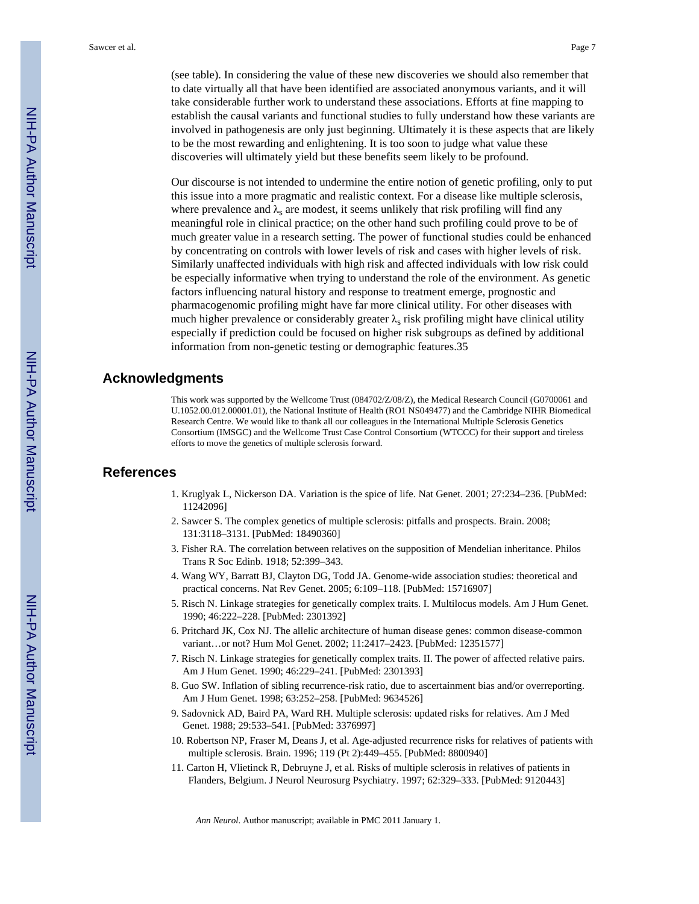(see table). In considering the value of these new discoveries we should also remember that to date virtually all that have been identified are associated anonymous variants, and it will take considerable further work to understand these associations. Efforts at fine mapping to establish the causal variants and functional studies to fully understand how these variants are involved in pathogenesis are only just beginning. Ultimately it is these aspects that are likely to be the most rewarding and enlightening. It is too soon to judge what value these discoveries will ultimately yield but these benefits seem likely to be profound.

Our discourse is not intended to undermine the entire notion of genetic profiling, only to put this issue into a more pragmatic and realistic context. For a disease like multiple sclerosis, where prevalence and $\lambda_s$ are modest, it seems unlikely that risk profiling will find any meaningful role in clinical practice; on the other hand such profiling could prove to be of much greater value in a research setting. The power of functional studies could be enhanced by concentrating on controls with lower levels of risk and cases with higher levels of risk. Similarly unaffected individuals with high risk and affected individuals with low risk could be especially informative when trying to understand the role of the environment. As genetic factors influencing natural history and response to treatment emerge, prognostic and pharmacogenomic profiling might have far more clinical utility. For other diseases with much higher prevalence or considerably greater $\lambda_s$ risk profiling might have clinical utility especially if prediction could be focused on higher risk subgroups as defined by additional information from non-genetic testing or demographic features.35

## Acknowledgments

This work was supported by the Wellcome Trust (084702/Z/08/Z), the Medical Research Council (G0700061 and U.1052.00.012.00001.01), the National Institute of Health (RO1 NS049477) and the Cambridge NIHR Biomedical Research Centre. We would like to thank all our colleagues in the International Multiple Sclerosis Genetics Consortium (IMSGC) and the Wellcome Trust Case Control Consortium (WTCCC) for their support and tireless efforts to move the genetics of multiple sclerosis forward.

## References

1. Kruglyak L, Nickerson DA. Variation is the spice of life. Nat Genet. 2001; 27:234–236. [PubMed: 11242096]
2. Sawcer S. The complex genetics of multiple sclerosis: pitfalls and prospects. Brain. 2008; 131:3118–3131. [PubMed: 18490360]
3. Fisher RA. The correlation between relatives on the supposition of Mendelian inheritance. Philos Trans R Soc Edinb. 1918; 52:399–343.
4. Wang WY, Barratt BJ, Clayton DG, Todd JA. Genome-wide association studies: theoretical and practical concerns. Nat Rev Genet. 2005; 6:109–118. [PubMed: 15716907]
5. Risch N. Linkage strategies for genetically complex traits. I. Multilocus models. Am J Hum Genet. 1990; 46:222–228. [PubMed: 2301392]
6. Pritchard JK, Cox NJ. The allelic architecture of human disease genes: common disease-common variant…or not? Hum Mol Genet. 2002; 11:2417–2423. [PubMed: 12351577]
7. Risch N. Linkage strategies for genetically complex traits. II. The power of affected relative pairs. Am J Hum Genet. 1990; 46:229–241. [PubMed: 2301393]
8. Guo SW. Inflation of sibling recurrence-risk ratio, due to ascertainment bias and/or overreporting. Am J Hum Genet. 1998; 63:252–258. [PubMed: 9634526]
9. Sadovnick AD, Baird PA, Ward RH. Multiple sclerosis: updated risks for relatives. Am J Med Genet. 1988; 29:533–541. [PubMed: 3376997]
10. Robertson NP, Fraser M, Deans J, et al. Age-adjusted recurrence risks for relatives of patients with multiple sclerosis. Brain. 1996; 119 (Pt 2):449–455. [PubMed: 8800940]
11. Carton H, Vlietinck R, Debruyne J, et al. Risks of multiple sclerosis in relatives of patients in Flanders, Belgium. J Neurol Neurosurg Psychiatry. 1997; 62:329–333. [PubMed: 9120443]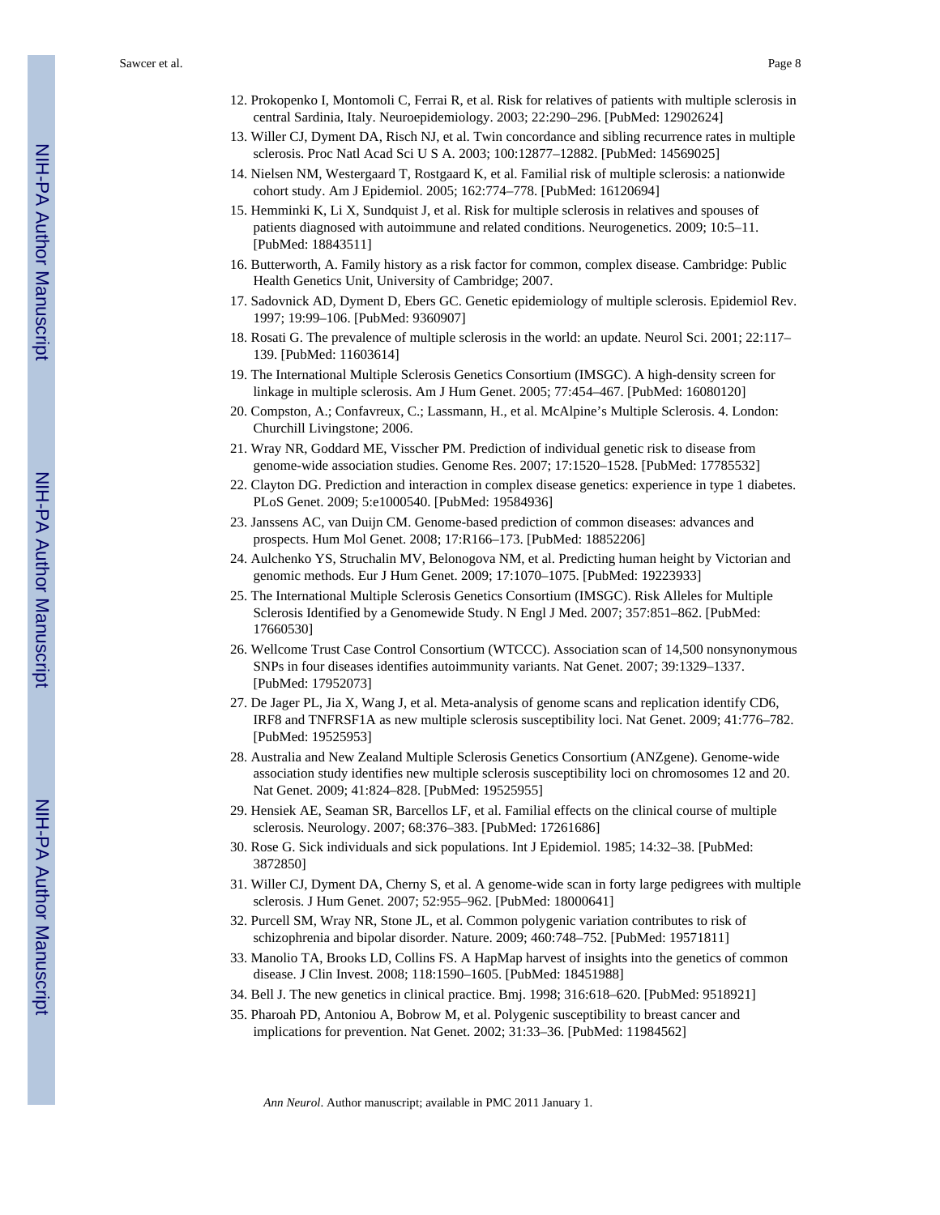12. Prokopenko I, Montomoli C, Ferrai R, et al. Risk for relatives of patients with multiple sclerosis in central Sardinia, Italy. Neuroepidemiology. 2003; 22:290–296. [PubMed: 12902624]
13. Willer CJ, Dyment DA, Risch NJ, et al. Twin concordance and sibling recurrence rates in multiple sclerosis. Proc Natl Acad Sci U S A. 2003; 100:12877–12882. [PubMed: 14569025]
14. Nielsen NM, Westergaard T, Rostgaard K, et al. Familial risk of multiple sclerosis: a nationwide cohort study. Am J Epidemiol. 2005; 162:774–778. [PubMed: 16120694]
15. Hemminki K, Li X, Sundquist J, et al. Risk for multiple sclerosis in relatives and spouses of patients diagnosed with autoimmune and related conditions. Neurogenetics. 2009; 10:5–11. [PubMed: 18843511]
16. Butterworth, A. Family history as a risk factor for common, complex disease. Cambridge: Public Health Genetics Unit, University of Cambridge; 2007.
17. Sadovnick AD, Dyment D, Ebers GC. Genetic epidemiology of multiple sclerosis. Epidemiol Rev. 1997; 19:99–106. [PubMed: 9360907]
18. Rosati G. The prevalence of multiple sclerosis in the world: an update. Neurol Sci. 2001; 22:117–139. [PubMed: 11603614]
19. The International Multiple Sclerosis Genetics Consortium (IMSGC). A high-density screen for linkage in multiple sclerosis. Am J Hum Genet. 2005; 77:454–467. [PubMed: 16080120]
20. Compston, A.; Confavreux, C.; Lassmann, H., et al. McAlpine's Multiple Sclerosis. 4. London: Churchill Livingstone; 2006.
21. Wray NR, Goddard ME, Visscher PM. Prediction of individual genetic risk to disease from genome-wide association studies. Genome Res. 2007; 17:1520–1528. [PubMed: 17785532]
22. Clayton DG. Prediction and interaction in complex disease genetics: experience in type 1 diabetes. PLoS Genet. 2009; 5:e1000540. [PubMed: 19584936]
23. Janssens AC, van Duijn CM. Genome-based prediction of common diseases: advances and prospects. Hum Mol Genet. 2008; 17:R166–173. [PubMed: 18852206]
24. Aulchenko YS, Struchalin MV, Belonogova NM, et al. Predicting human height by Victorian and genomic methods. Eur J Hum Genet. 2009; 17:1070–1075. [PubMed: 19223933]
25. The International Multiple Sclerosis Genetics Consortium (IMSGC). Risk Alleles for Multiple Sclerosis Identified by a Genomewide Study. N Engl J Med. 2007; 357:851–862. [PubMed: 17660530]
26. Wellcome Trust Case Control Consortium (WTCCC). Association scan of 14,500 nonsynonymous SNPs in four diseases identifies autoimmunity variants. Nat Genet. 2007; 39:1329–1337. [PubMed: 17952073]
27. De Jager PL, Jia X, Wang J, et al. Meta-analysis of genome scans and replication identify CD6, IRF8 and TNFRSF1A as new multiple sclerosis susceptibility loci. Nat Genet. 2009; 41:776–782. [PubMed: 19525953]
28. Australia and New Zealand Multiple Sclerosis Genetics Consortium (ANZgene). Genome-wide association study identifies new multiple sclerosis susceptibility loci on chromosomes 12 and 20. Nat Genet. 2009; 41:824–828. [PubMed: 19525955]
29. Hensiek AE, Seaman SR, Barcellos LF, et al. Familial effects on the clinical course of multiple sclerosis. Neurology. 2007; 68:376–383. [PubMed: 17261686]
30. Rose G. Sick individuals and sick populations. Int J Epidemiol. 1985; 14:32–38. [PubMed: 3872850]
31. Willer CJ, Dyment DA, Cherny S, et al. A genome-wide scan in forty large pedigrees with multiple sclerosis. J Hum Genet. 2007; 52:955–962. [PubMed: 18000641]
32. Purcell SM, Wray NR, Stone JL, et al. Common polygenic variation contributes to risk of schizophrenia and bipolar disorder. Nature. 2009; 460:748–752. [PubMed: 19571811]
33. Manolio TA, Brooks LD, Collins FS. A HapMap harvest of insights into the genetics of common disease. J Clin Invest. 2008; 118:1590–1605. [PubMed: 18451988]
34. Bell J. The new genetics in clinical practice. Bmj. 1998; 316:618–620. [PubMed: 9518921]
35. Pharoah PD, Antoniou A, Bobrow M, et al. Polygenic susceptibility to breast cancer and implications for prevention. Nat Genet. 2002; 31:33–36. [PubMed: 11984562]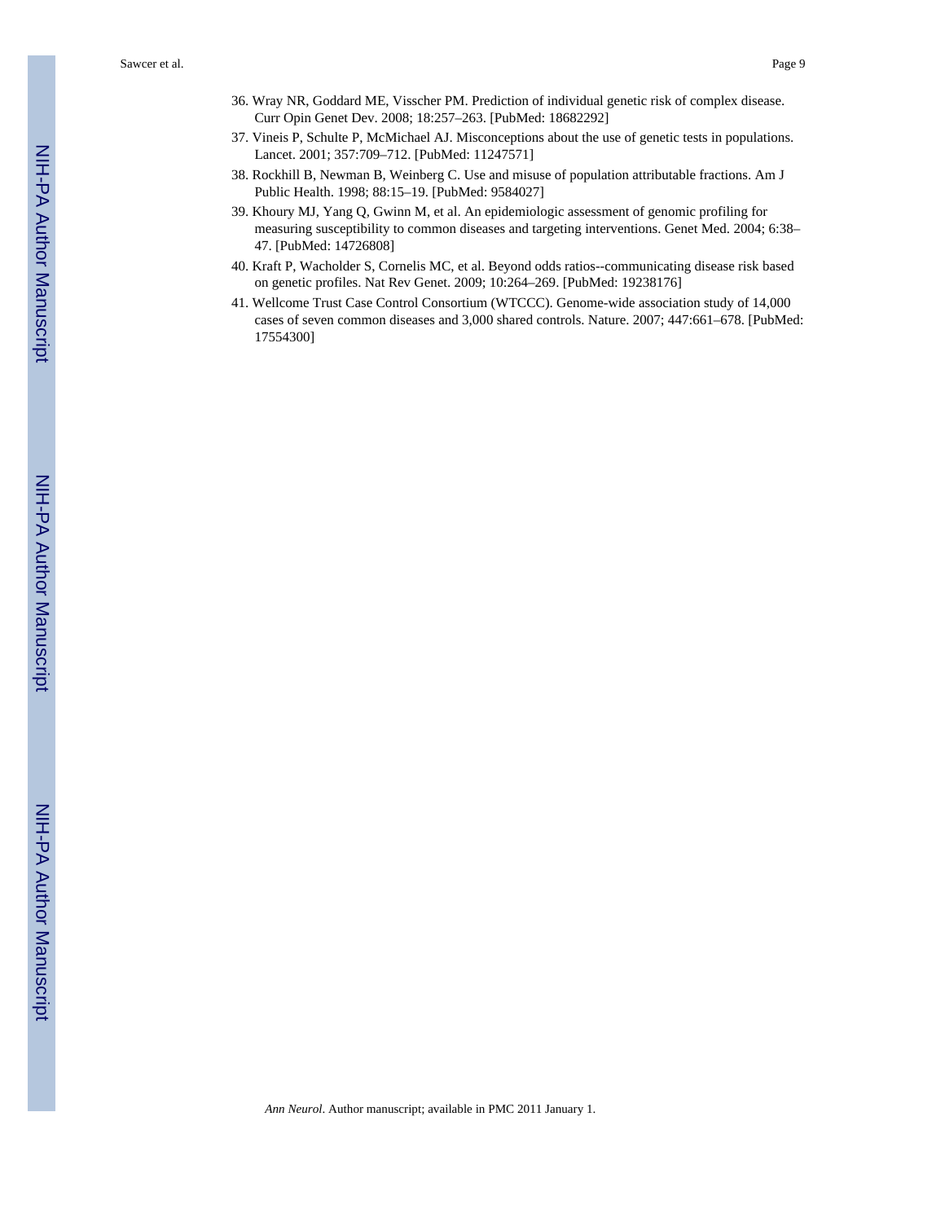36. Wray NR, Goddard ME, Visscher PM. Prediction of individual genetic risk of complex disease. Curr Opin Genet Dev. 2008; 18:257–263. [PubMed: 18682292]
37. Vineis P, Schulte P, McMichael AJ. Misconceptions about the use of genetic tests in populations. Lancet. 2001; 357:709–712. [PubMed: 11247571]
38. Rockhill B, Newman B, Weinberg C. Use and misuse of population attributable fractions. Am J Public Health. 1998; 88:15–19. [PubMed: 9584027]
39. Khoury MJ, Yang Q, Gwinn M, et al. An epidemiologic assessment of genomic profiling for measuring susceptibility to common diseases and targeting interventions. Genet Med. 2004; 6:38–47. [PubMed: 14726808]
40. Kraft P, Wacholder S, Cornelis MC, et al. Beyond odds ratios--communicating disease risk based on genetic profiles. Nat Rev Genet. 2009; 10:264–269. [PubMed: 19238176]
41. Wellcome Trust Case Control Consortium (WTCCC). Genome-wide association study of 14,000 cases of seven common diseases and 3,000 shared controls. Nature. 2007; 447:661–678. [PubMed: 17554300]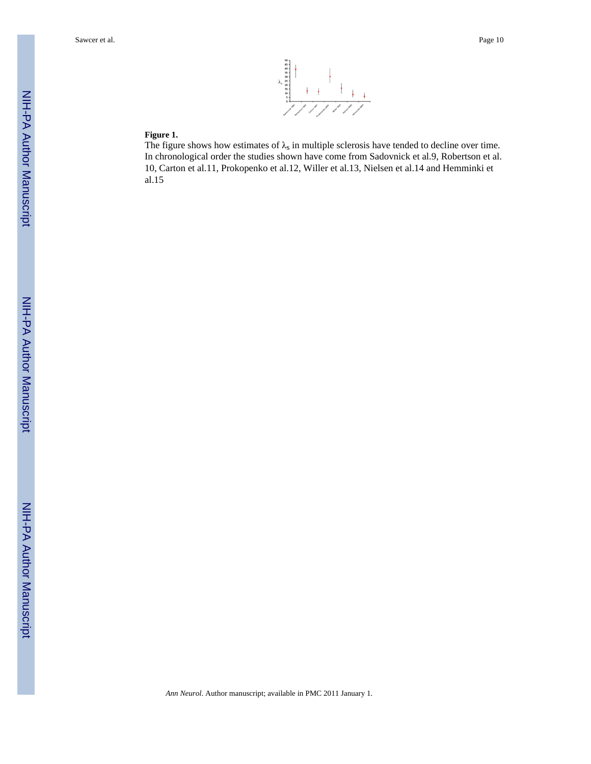**Figure 1.**

The figure shows how estimates of $\lambda_s$ in multiple sclerosis have tended to decline over time. In chronological order the studies shown have come from Sadovnick et al.9, Robertson et al. 10, Carton et al.11, Prokopenko et al.12, Willer et al.13, Nielsen et al.14 and Hemminki et al.15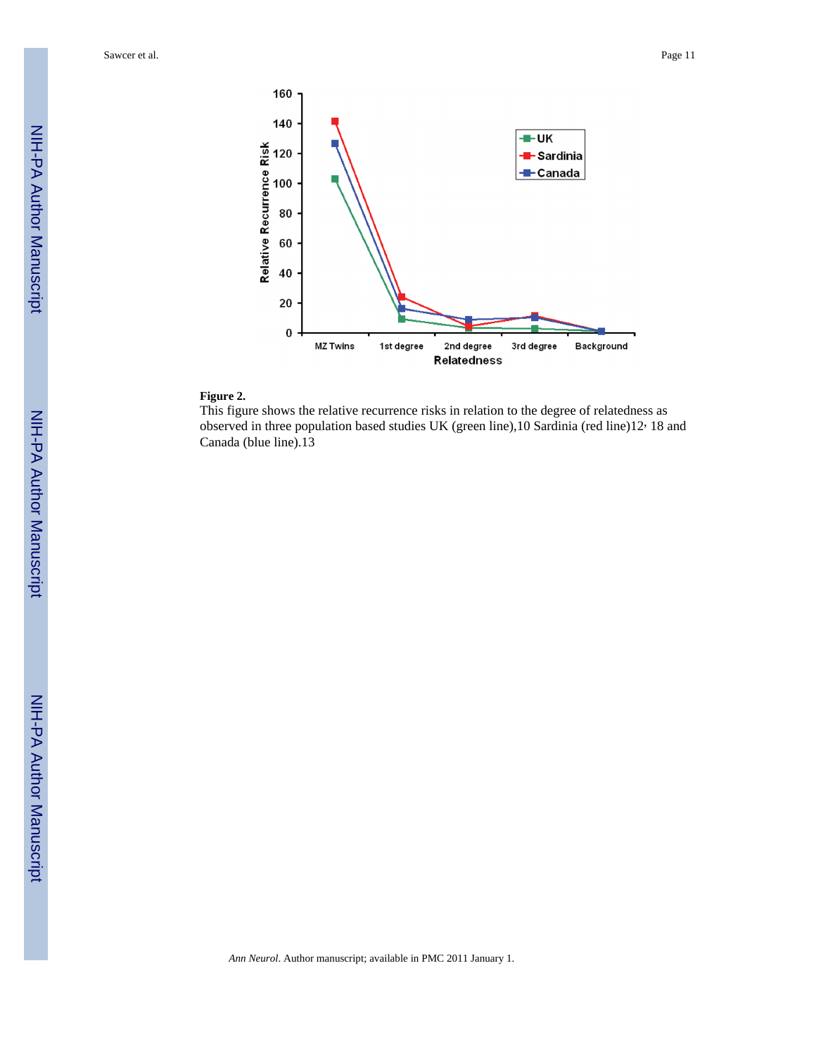**Figure 2.**

This figure shows the relative recurrence risks in relation to the degree of relatedness as observed in three population based studies UK (green line),[10] Sardinia (red line)[12, 18] and Canada (blue line).[13]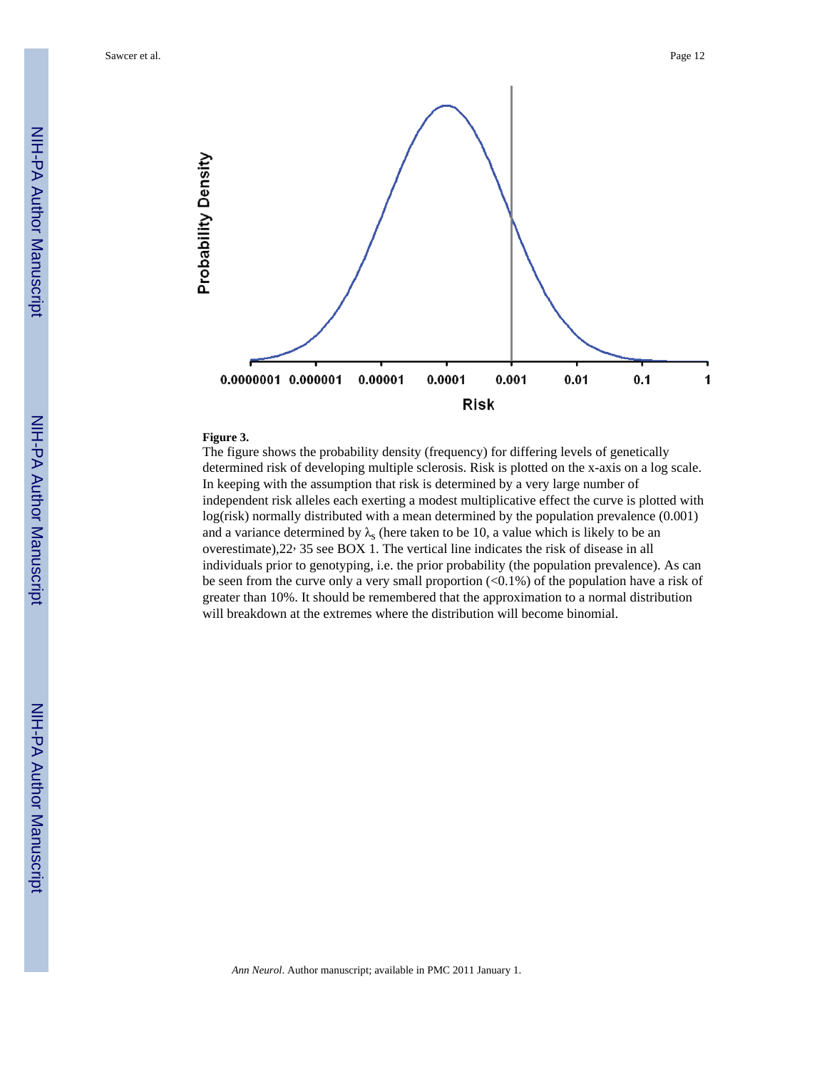**Figure 3.**

The figure shows the probability density (frequency) for differing levels of genetically determined risk of developing multiple sclerosis. Risk is plotted on the x-axis on a log scale. In keeping with the assumption that risk is determined by a very large number of independent risk alleles each exerting a modest multiplicative effect the curve is plotted with log(risk) normally distributed with a mean determined by the population prevalence (0.001) and a variance determined by $\lambda_s$ (here taken to be 10, a value which is likely to be an overestimate),[22, 35] see BOX 1. The vertical line indicates the risk of disease in all individuals prior to genotyping, i.e. the prior probability (the population prevalence). As can be seen from the curve only a very small proportion (<0.1%) of the population have a risk of greater than 10%. It should be remembered that the approximation to a normal distribution will breakdown at the extremes where the distribution will become binomial.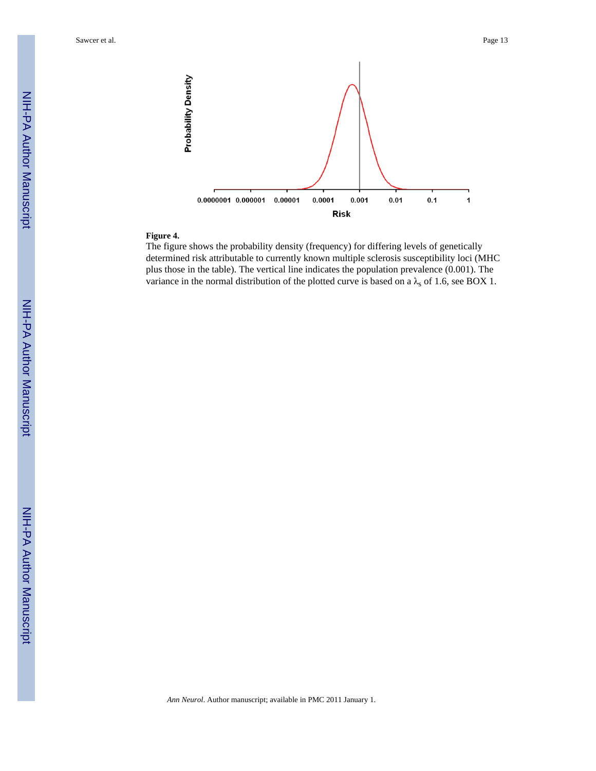**Figure 4.**

The figure shows the probability density (frequency) for differing levels of genetically determined risk attributable to currently known multiple sclerosis susceptibility loci (MHC plus those in the table). The vertical line indicates the population prevalence (0.001). The variance in the normal distribution of the plotted curve is based on a $\lambda_s$ of 1.6, see BOX 1.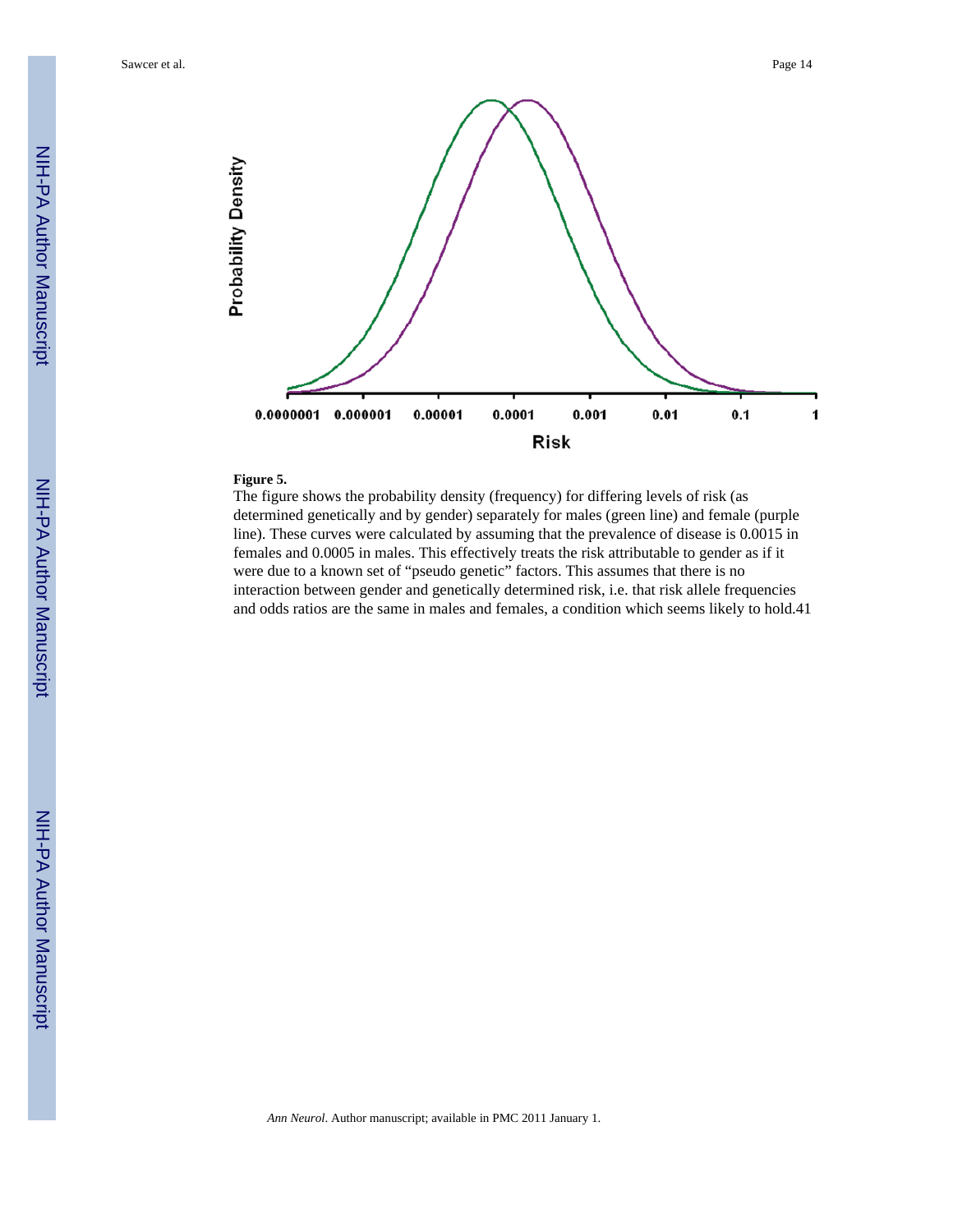**Figure 5.**

The figure shows the probability density (frequency) for differing levels of risk (as determined genetically and by gender) separately for males (green line) and female (purple line). These curves were calculated by assuming that the prevalence of disease is 0.0015 in females and 0.0005 in males. This effectively treats the risk attributable to gender as if it were due to a known set of "pseudo genetic" factors. This assumes that there is no interaction between gender and genetically determined risk, i.e. that risk allele frequencies and odds ratios are the same in males and females, a condition which seems likely to hold.[41]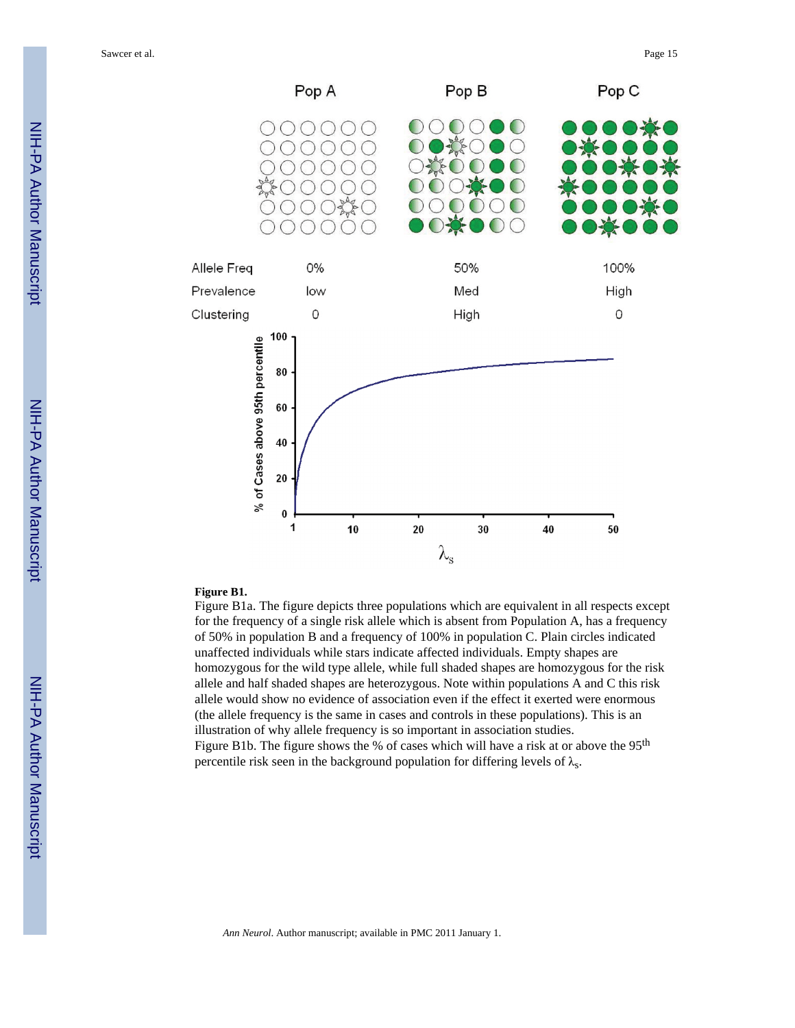**Figure B1.**

Figure B1a. The figure depicts three populations which are equivalent in all respects except for the frequency of a single risk allele which is absent from Population A, has a frequency of 50% in population B and a frequency of 100% in population C. Plain circles indicated unaffected individuals while stars indicate affected individuals. Empty shapes are homozygous for the wild type allele, while full shaded shapes are homozygous for the risk allele and half shaded shapes are heterozygous. Note within populations A and C this risk allele would show no evidence of association even if the effect it exerted were enormous (the allele frequency is the same in cases and controls in these populations). This is an illustration of why allele frequency is so important in association studies.

Figure B1b. The figure shows the % of cases which will have a risk at or above the 95$^{th}$ percentile risk seen in the background population for differing levels of $\lambda_s$.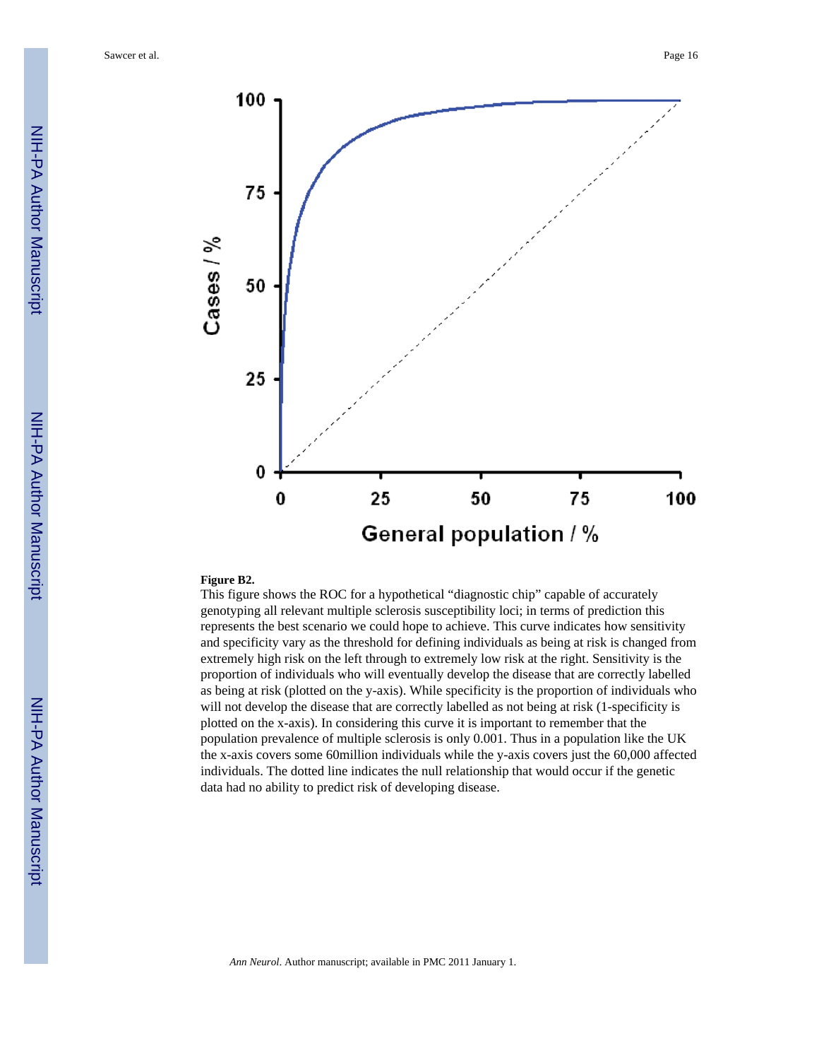**Figure B2.**

This figure shows the ROC for a hypothetical "diagnostic chip" capable of accurately genotyping all relevant multiple sclerosis susceptibility loci; in terms of prediction this represents the best scenario we could hope to achieve. This curve indicates how sensitivity and specificity vary as the threshold for defining individuals as being at risk is changed from extremely high risk on the left through to extremely low risk at the right. Sensitivity is the proportion of individuals who will eventually develop the disease that are correctly labelled as being at risk (plotted on the y-axis). While specificity is the proportion of individuals who will not develop the disease that are correctly labelled as not being at risk (1-specificity is plotted on the x-axis). In considering this curve it is important to remember that the population prevalence of multiple sclerosis is only 0.001. Thus in a population like the UK the x-axis covers some 60million individuals while the y-axis covers just the 60,000 affected individuals. The dotted line indicates the null relationship that would occur if the genetic data had no ability to predict risk of developing disease.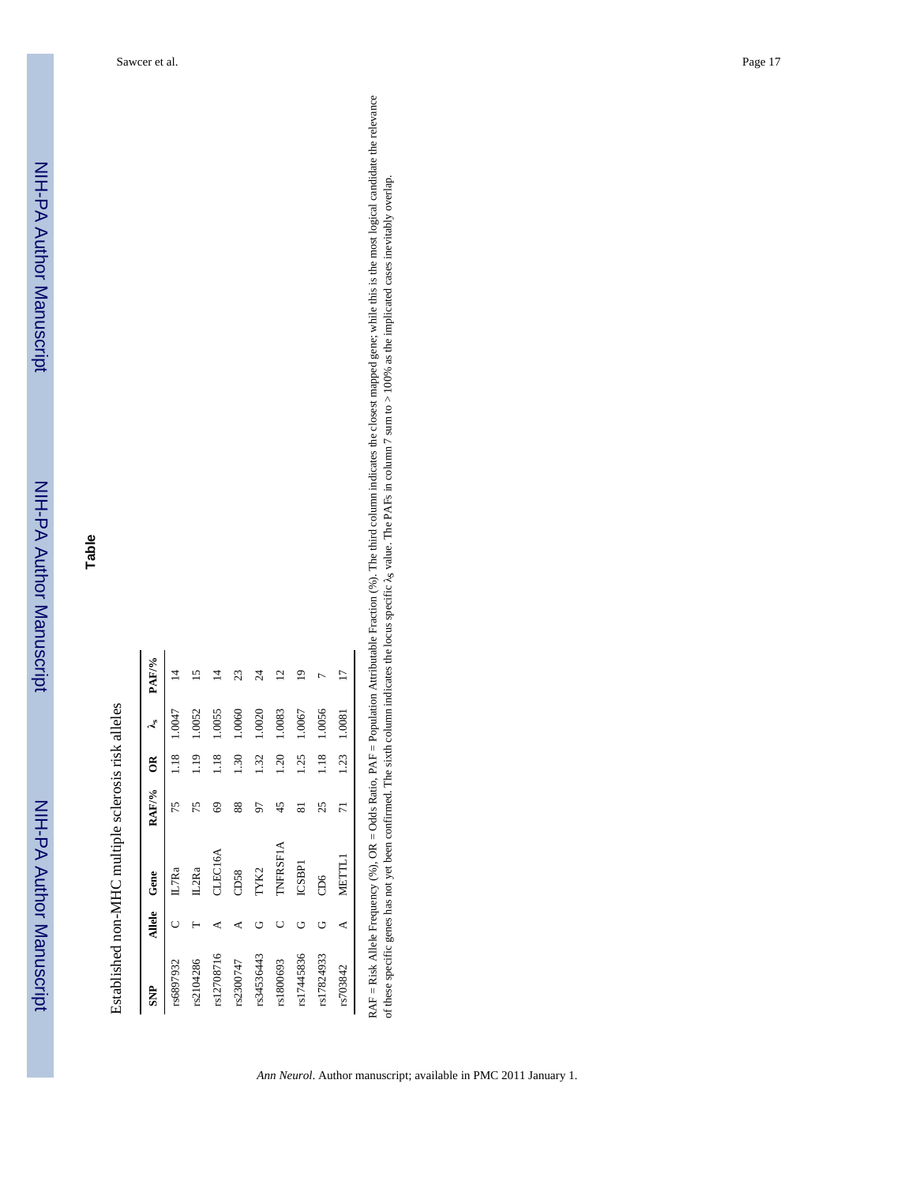## Table

Established non-MHC multiple sclerosis risk alleles

| SNP | Allele | Gene | RAF/% | OR | $\lambda_s$ | PAF/% |
|---|---|---|---|---|---|---|
| rs6897932 | C | IL7Ra | 75 | 1.18 | 1.0047 | 14 |
| rs2104286 | T | IL2Ra | 75 | 1.19 | 1.0052 | 15 |
| rs12708716 | A | CLEC16A | 69 | 1.18 | 1.0055 | 14 |
| rs2300747 | A | CD58 | 88 | 1.30 | 1.0060 | 23 |
| rs34536443 | G | TYK2 | 97 | 1.32 | 1.0020 | 24 |
| rs1800693 | C | TNFRSF1A | 45 | 1.20 | 1.0083 | 12 |
| rs17445836 | G | ICSBP1 | 81 | 1.25 | 1.0067 | 19 |
| rs17824933 | G | CD6 | 25 | 1.18 | 1.0056 | 7 |
| rs703842 | A | METTL1 | 71 | 1.23 | 1.0081 | 17 |

RAF = Risk Allele Frequency (%), OR = Odds Ratio, PAF = Population Attributable Fraction (%). The third column indicates the closest mapped gene; while this is the most logical candidate the relevance of these specific genes has not yet been confirmed. The sixth column indicates the locus specific $\lambda_S$ value. The PAFs in column 7 sum to > 100% as the implicated cases inevitably overlap.